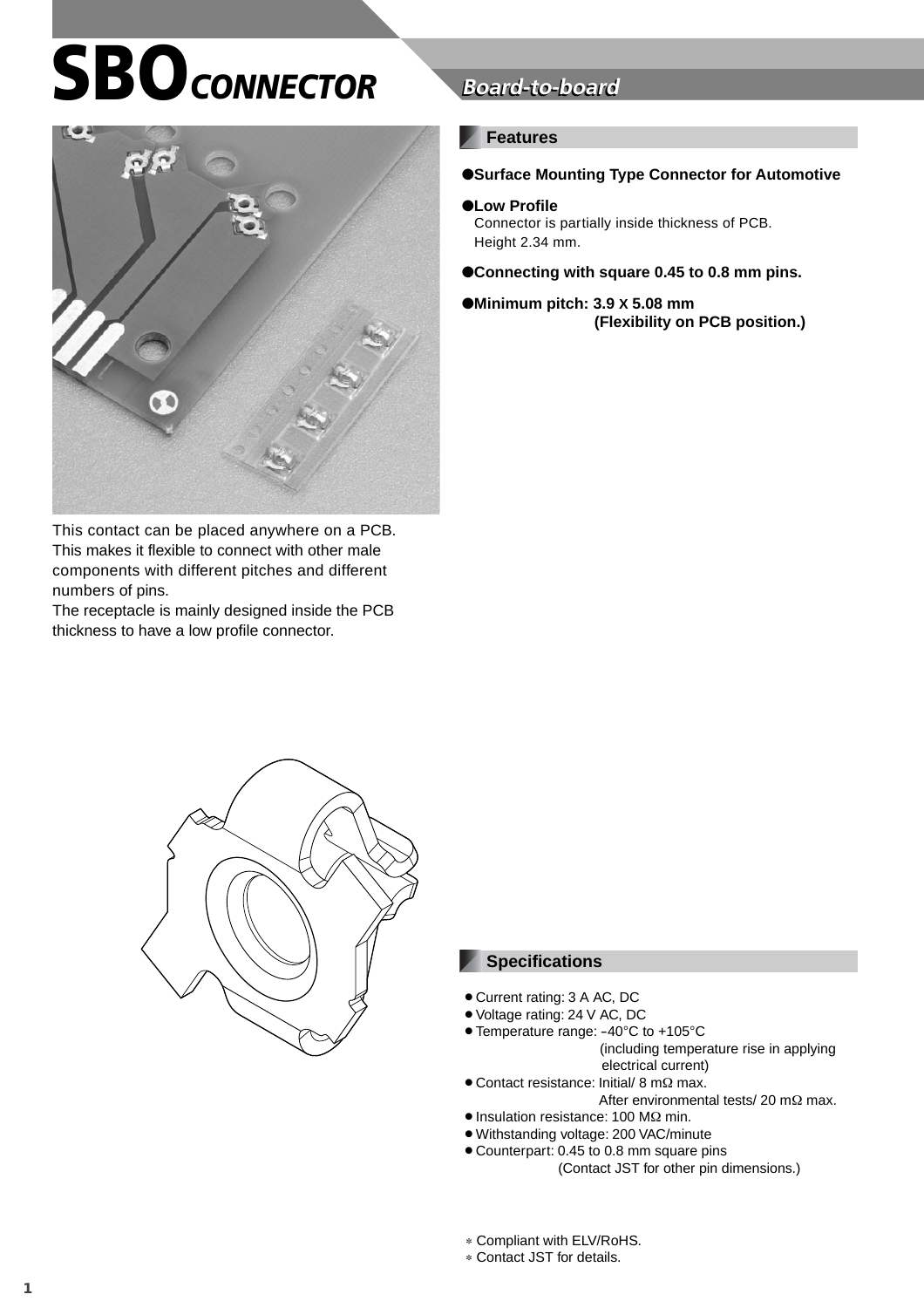# SBO *CONNECTOR*

## *Board-to-board*

This contact can be placed anywhere on a PCB. This makes it flexible to connect with other male components with different pitches and different numbers of pins.
The receptacle is mainly designed inside the PCB thickness to have a low profile connector.

### Features

- **Surface Mounting Type Connector for Automotive**
- **Low Profile**
  Connector is partially inside thickness of PCB.
  Height 2.34 mm.
- **Connecting with square 0.45 to 0.8 mm pins.**
- **Minimum pitch: 3.9 X 5.08 mm**
  **(Flexibility on PCB position.)**

### Specifications

- Current rating: 3 A AC, DC
- Voltage rating: 24 V AC, DC
- Temperature range: −40°C to +105°C
  (including temperature rise in applying electrical current)
- Contact resistance: Initial/ 8 mΩ max.
  After environmental tests/ 20 mΩ max.
- Insulation resistance: 100 MΩ min.
- Withstanding voltage: 200 VAC/minute
- Counterpart: 0.45 to 0.8 mm square pins
  (Contact JST for other pin dimensions.)

\* Compliant with ELV/RoHS.
\* Contact JST for details.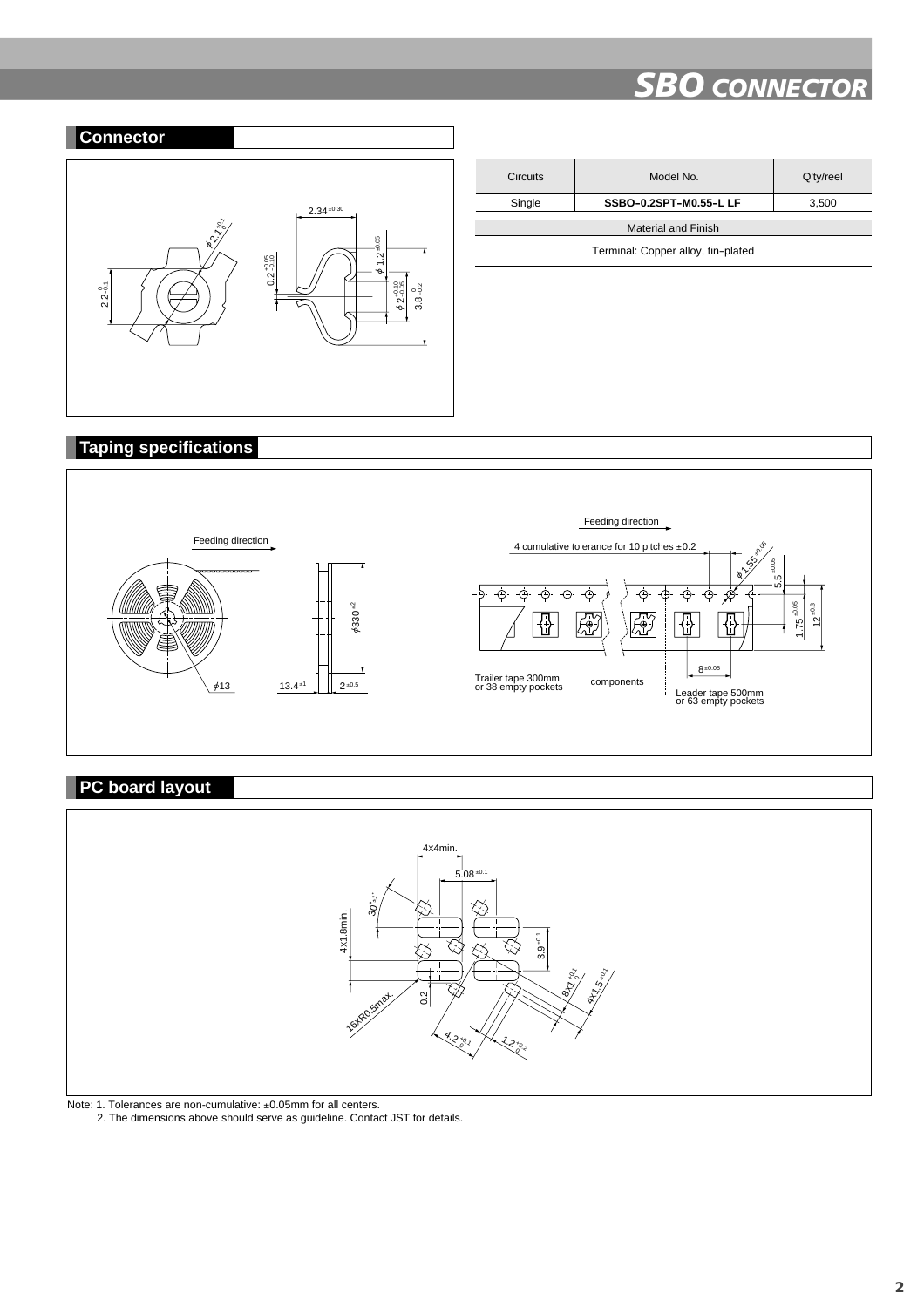## Connector

| Circuits | Model No. | Q'ty/reel |
|---|---|---|
| Single | **SSBO-0.2SPT-M0.55-L LF** | 3,500 |

| Material and Finish |
|---|
| Terminal: Copper alloy, tin-plated |

2.34±0.30
$\phi 2.1^{+0.1}_{0}$
$0.2^{+0.05}_{-0.10}$
$\phi 1.2^{-0.05}$
$2.2^{0}_{-0.1}$
$\phi 2^{+0.30}_{-0.05}$
$3.8^{0}_{-0.2}$

## Taping specifications

Feeding direction
$\phi 330^{\pm 2}$
$\phi 13$
$13.4^{\pm 1}$
$2^{\pm 0.5}$

Feeding direction
4 cumulative tolerance for 10 pitches ±0.2
$\phi 1.55^{\pm 0.05}$
$5.5^{\pm 0.05}$
$1.75^{\pm 0.05}$
$12^{\pm 0.3}$
$8^{\pm 0.05}$
Trailer tape 300mm or 38 empty pockets
components
Leader tape 500mm or 63 empty pockets

## PC board layout

4x4min.
$5.08^{\pm 0.1}$
$30°^{\pm 1°}$
4x1.8min.
$3.9^{\pm 0.1}$
16xR0.5max.
0.2
$8x1^{+0.1}_{0}$
$4x1.5^{\pm 0.1}$
$4.2^{+0.1}_{0}$
$1.2^{+0.2}_{0}$

Note: 1. Tolerances are non-cumulative: ±0.05mm for all centers.
2. The dimensions above should serve as guideline. Contact JST for details.